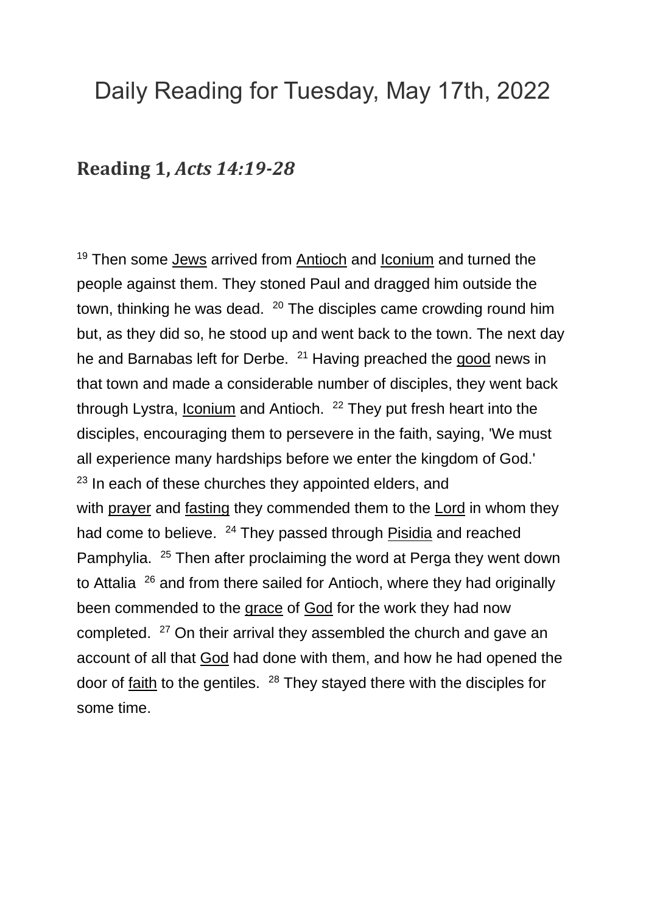# Daily Reading for Tuesday, May 17th, 2022

## Reading 1, *Acts 14:19-28*

[19] Then some Jews arrived from Antioch and Iconium and turned the people against them. They stoned Paul and dragged him outside the town, thinking he was dead. [20] The disciples came crowding round him but, as they did so, he stood up and went back to the town. The next day he and Barnabas left for Derbe. [21] Having preached the good news in that town and made a considerable number of disciples, they went back through Lystra, Iconium and Antioch. [22] They put fresh heart into the disciples, encouraging them to persevere in the faith, saying, 'We must all experience many hardships before we enter the kingdom of God.' [23] In each of these churches they appointed elders, and with prayer and fasting they commended them to the Lord in whom they had come to believe. [24] They passed through Pisidia and reached Pamphylia. [25] Then after proclaiming the word at Perga they went down to Attalia [26] and from there sailed for Antioch, where they had originally been commended to the grace of God for the work they had now completed. [27] On their arrival they assembled the church and gave an account of all that God had done with them, and how he had opened the door of faith to the gentiles. [28] They stayed there with the disciples for some time.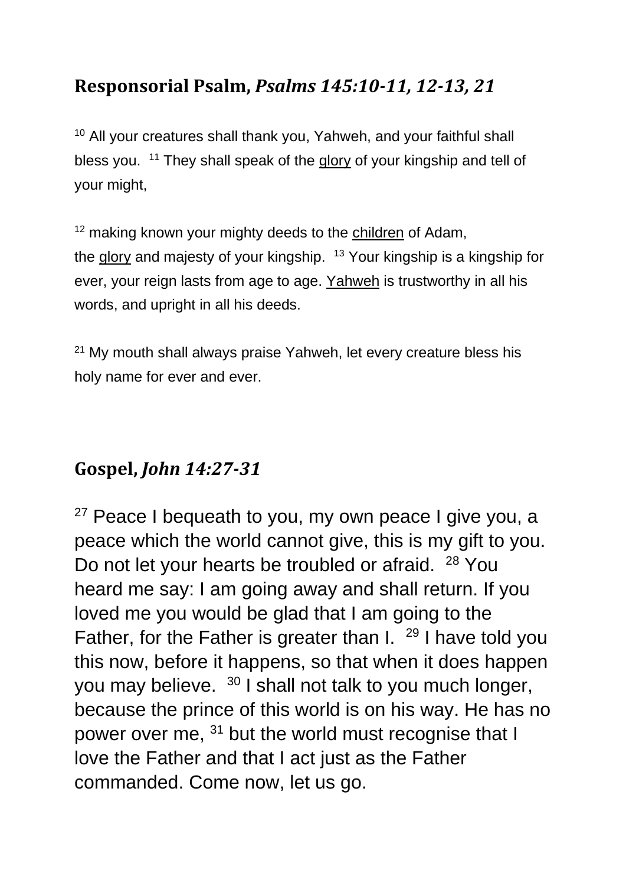## **Responsorial Psalm,** ***Psalms 145:10-11, 12-13, 21***

[10] All your creatures shall thank you, Yahweh, and your faithful shall bless you. [11] They shall speak of the glory of your kingship and tell of your might,

[12] making known your mighty deeds to the children of Adam, the glory and majesty of your kingship. [13] Your kingship is a kingship for ever, your reign lasts from age to age. Yahweh is trustworthy in all his words, and upright in all his deeds.

[21] My mouth shall always praise Yahweh, let every creature bless his holy name for ever and ever.

## **Gospel,** ***John 14:27-31***

[27] Peace I bequeath to you, my own peace I give you, a peace which the world cannot give, this is my gift to you. Do not let your hearts be troubled or afraid. [28] You heard me say: I am going away and shall return. If you loved me you would be glad that I am going to the Father, for the Father is greater than I. [29] I have told you this now, before it happens, so that when it does happen you may believe. [30] I shall not talk to you much longer, because the prince of this world is on his way. He has no power over me, [31] but the world must recognise that I love the Father and that I act just as the Father commanded. Come now, let us go.